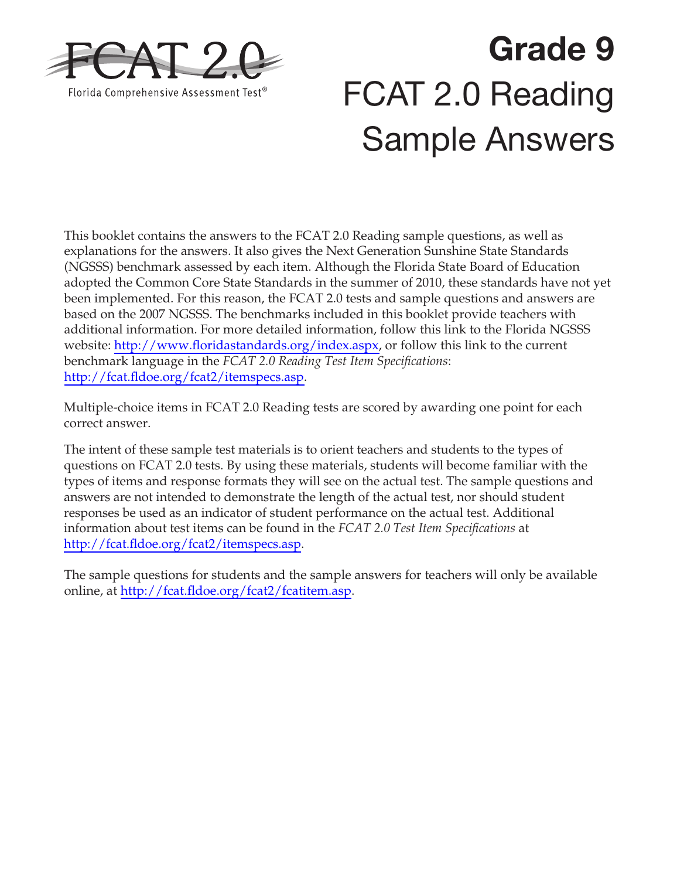FCAT 2.0

Florida Comprehensive Assessment Test®

# Grade 9 FCAT 2.0 Reading Sample Answers

This booklet contains the answers to the FCAT 2.0 Reading sample questions, as well as explanations for the answers. It also gives the Next Generation Sunshine State Standards (NGSSS) benchmark assessed by each item. Although the Florida State Board of Education adopted the Common Core State Standards in the summer of 2010, these standards have not yet been implemented. For this reason, the FCAT 2.0 tests and sample questions and answers are based on the 2007 NGSSS. The benchmarks included in this booklet provide teachers with additional information. For more detailed information, follow this link to the Florida NGSSS website: [http://www.floridastandards.org/index.aspx](http://www.floridastandards.org/index.aspx), or follow this link to the current benchmark language in the *FCAT 2.0 Reading Test Item Specifications*: [http://fcat.fldoe.org/fcat2/itemspecs.asp](http://fcat.fldoe.org/fcat2/itemspecs.asp).

Multiple-choice items in FCAT 2.0 Reading tests are scored by awarding one point for each correct answer.

The intent of these sample test materials is to orient teachers and students to the types of questions on FCAT 2.0 tests. By using these materials, students will become familiar with the types of items and response formats they will see on the actual test. The sample questions and answers are not intended to demonstrate the length of the actual test, nor should student responses be used as an indicator of student performance on the actual test. Additional information about test items can be found in the *FCAT 2.0 Test Item Specifications* at [http://fcat.fldoe.org/fcat2/itemspecs.asp](http://fcat.fldoe.org/fcat2/itemspecs.asp).

The sample questions for students and the sample answers for teachers will only be available online, at [http://fcat.fldoe.org/fcat2/fcatitem.asp](http://fcat.fldoe.org/fcat2/fcatitem.asp).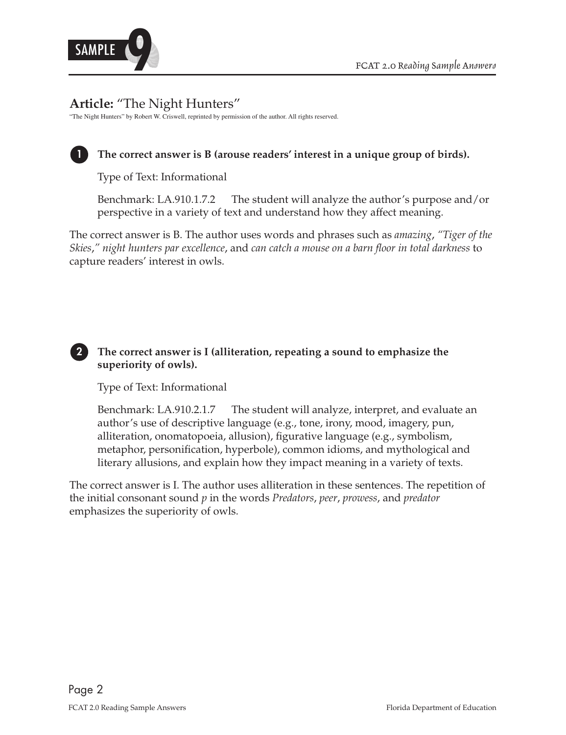# Article: "The Night Hunters"

"The Night Hunters" by Robert W. Criswell, reprinted by permission of the author. All rights reserved.

**1** **The correct answer is B (arouse readers' interest in a unique group of birds).**

Type of Text: Informational

Benchmark: LA.910.1.7.2 The student will analyze the author's purpose and/or perspective in a variety of text and understand how they affect meaning.

The correct answer is B. The author uses words and phrases such as *amazing*, *"Tiger of the Skies," night hunters par excellence*, and *can catch a mouse on a barn floor in total darkness* to capture readers' interest in owls.

**2** **The correct answer is I (alliteration, repeating a sound to emphasize the superiority of owls).**

Type of Text: Informational

Benchmark: LA.910.2.1.7 The student will analyze, interpret, and evaluate an author's use of descriptive language (e.g., tone, irony, mood, imagery, pun, alliteration, onomatopoeia, allusion), figurative language (e.g., symbolism, metaphor, personification, hyperbole), common idioms, and mythological and literary allusions, and explain how they impact meaning in a variety of texts.

The correct answer is I. The author uses alliteration in these sentences. The repetition of the initial consonant sound *p* in the words *Predators*, *peer*, *prowess*, and *predator* emphasizes the superiority of owls.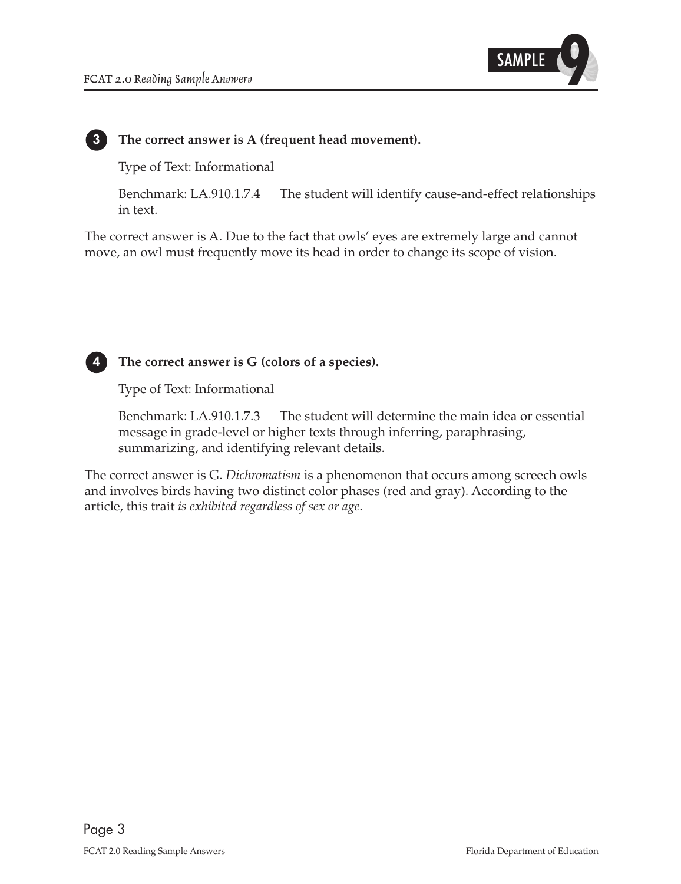**3** **The correct answer is A (frequent head movement).**

Type of Text: Informational

Benchmark: LA.910.1.7.4 The student will identify cause-and-effect relationships in text.

The correct answer is A. Due to the fact that owls' eyes are extremely large and cannot move, an owl must frequently move its head in order to change its scope of vision.

**4** **The correct answer is G (colors of a species).**

Type of Text: Informational

Benchmark: LA.910.1.7.3 The student will determine the main idea or essential message in grade-level or higher texts through inferring, paraphrasing, summarizing, and identifying relevant details.

The correct answer is G. *Dichromatism* is a phenomenon that occurs among screech owls and involves birds having two distinct color phases (red and gray). According to the article, this trait *is exhibited regardless of sex or age*.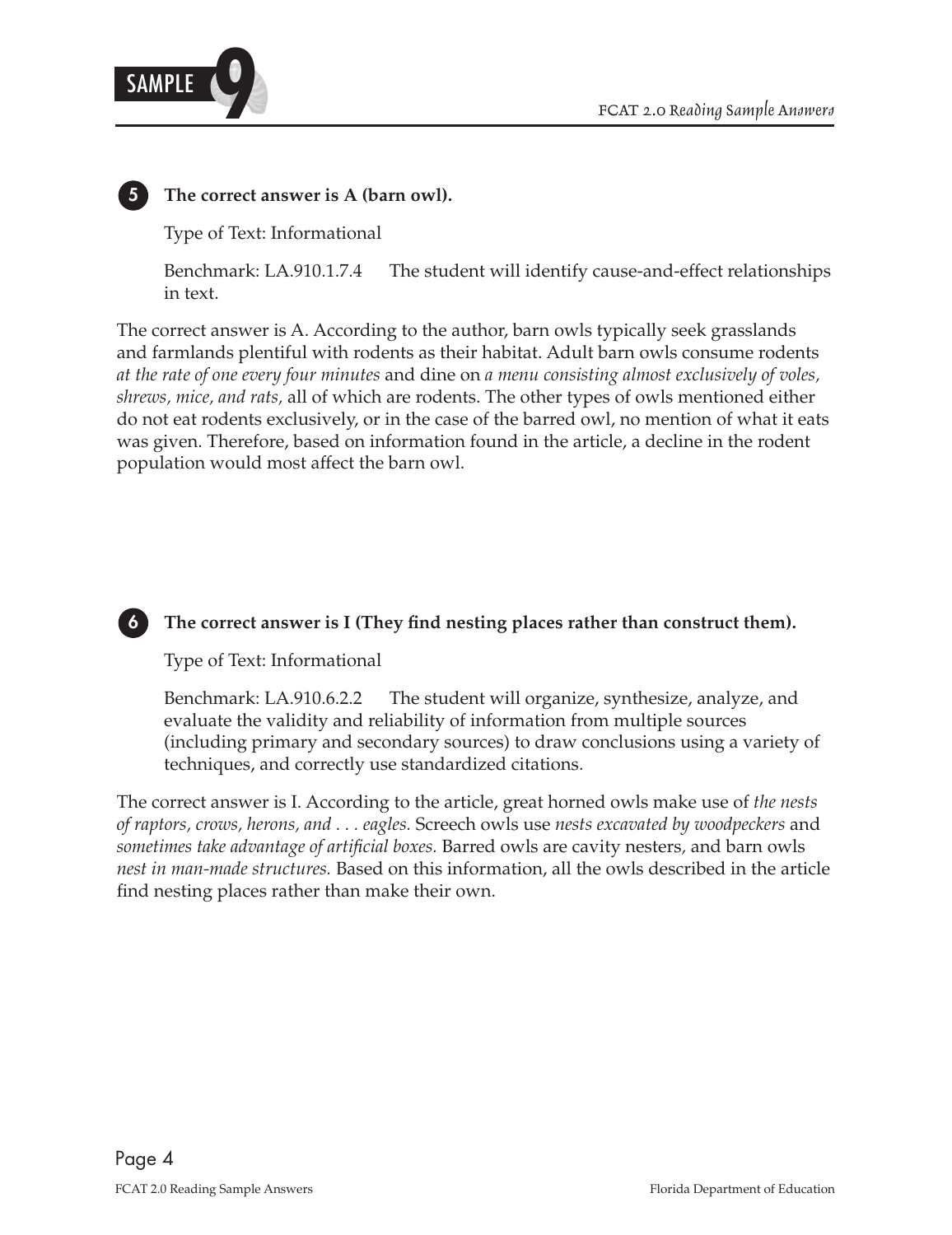**5 The correct answer is A (barn owl).**

Type of Text: Informational

Benchmark: LA.910.1.7.4 The student will identify cause-and-effect relationships in text.

The correct answer is A. According to the author, barn owls typically seek grasslands and farmlands plentiful with rodents as their habitat. Adult barn owls consume rodents *at the rate of one every four minutes* and dine on *a menu consisting almost exclusively of voles, shrews, mice, and rats,* all of which are rodents. The other types of owls mentioned either do not eat rodents exclusively, or in the case of the barred owl, no mention of what it eats was given. Therefore, based on information found in the article, a decline in the rodent population would most affect the barn owl.

**6 The correct answer is I (They find nesting places rather than construct them).**

Type of Text: Informational

Benchmark: LA.910.6.2.2 The student will organize, synthesize, analyze, and evaluate the validity and reliability of information from multiple sources (including primary and secondary sources) to draw conclusions using a variety of techniques, and correctly use standardized citations.

The correct answer is I. According to the article, great horned owls make use of *the nests of raptors, crows, herons, and . . . eagles.* Screech owls use *nests excavated by woodpeckers* and *sometimes take advantage of artificial boxes.* Barred owls are cavity nesters, and barn owls *nest in man-made structures.* Based on this information, all the owls described in the article find nesting places rather than make their own.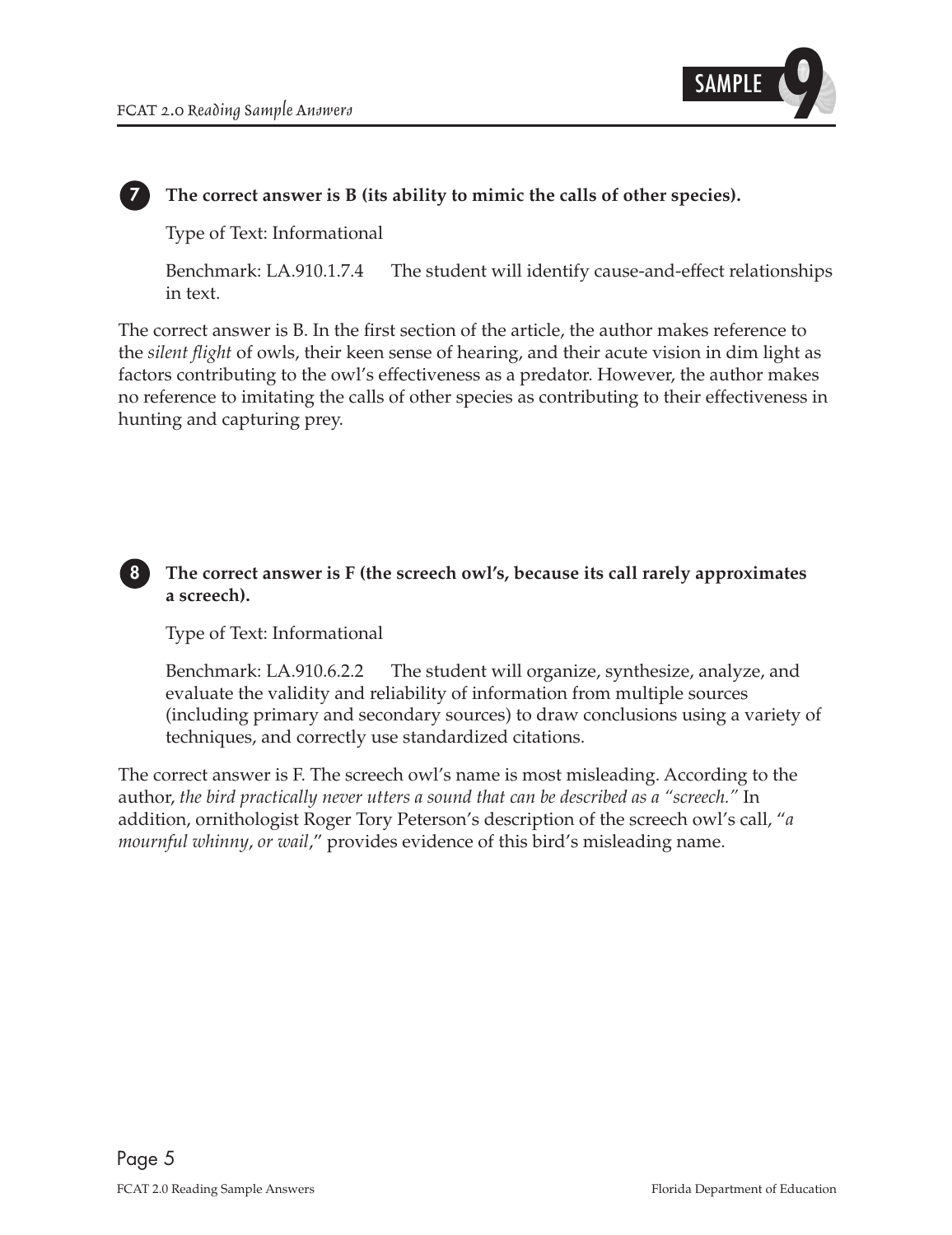**7** **The correct answer is B (its ability to mimic the calls of other species).**

Type of Text: Informational

Benchmark: LA.910.1.7.4 The student will identify cause-and-effect relationships in text.

The correct answer is B. In the first section of the article, the author makes reference to the *silent flight* of owls, their keen sense of hearing, and their acute vision in dim light as factors contributing to the owl's effectiveness as a predator. However, the author makes no reference to imitating the calls of other species as contributing to their effectiveness in hunting and capturing prey.

**8** **The correct answer is F (the screech owl's, because its call rarely approximates a screech).**

Type of Text: Informational

Benchmark: LA.910.6.2.2 The student will organize, synthesize, analyze, and evaluate the validity and reliability of information from multiple sources (including primary and secondary sources) to draw conclusions using a variety of techniques, and correctly use standardized citations.

The correct answer is F. The screech owl's name is most misleading. According to the author, *the bird practically never utters a sound that can be described as a "screech."* In addition, ornithologist Roger Tory Peterson's description of the screech owl's call, "*a mournful whinny, or wail*," provides evidence of this bird's misleading name.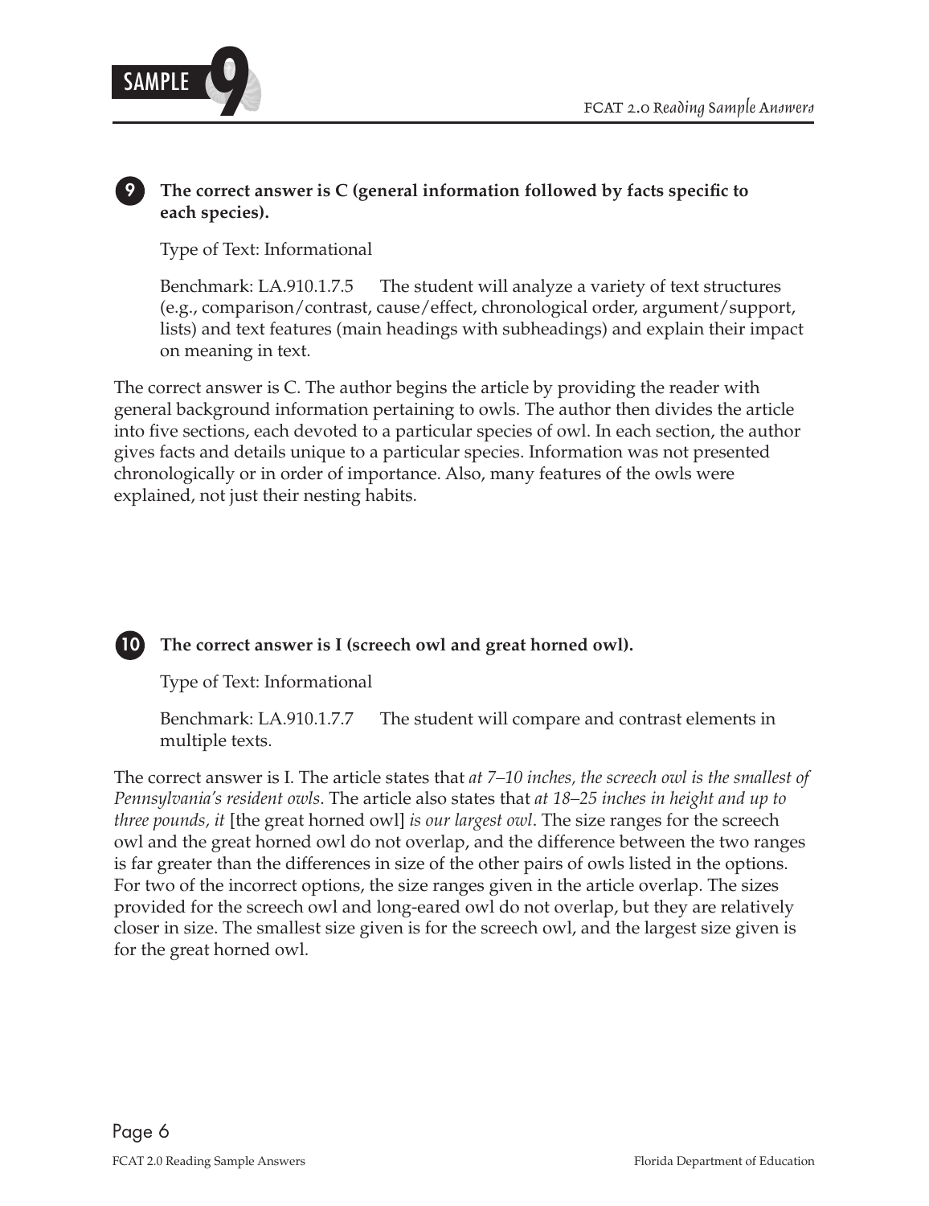**9** **The correct answer is C (general information followed by facts specific to each species).**

Type of Text: Informational

Benchmark: LA.910.1.7.5 The student will analyze a variety of text structures (e.g., comparison/contrast, cause/effect, chronological order, argument/support, lists) and text features (main headings with subheadings) and explain their impact on meaning in text.

The correct answer is C. The author begins the article by providing the reader with general background information pertaining to owls. The author then divides the article into five sections, each devoted to a particular species of owl. In each section, the author gives facts and details unique to a particular species. Information was not presented chronologically or in order of importance. Also, many features of the owls were explained, not just their nesting habits.

**10** **The correct answer is I (screech owl and great horned owl).**

Type of Text: Informational

Benchmark: LA.910.1.7.7 The student will compare and contrast elements in multiple texts.

The correct answer is I. The article states that *at 7–10 inches, the screech owl is the smallest of Pennsylvania's resident owls*. The article also states that *at 18–25 inches in height and up to three pounds, it* [the great horned owl] *is our largest owl*. The size ranges for the screech owl and the great horned owl do not overlap, and the difference between the two ranges is far greater than the differences in size of the other pairs of owls listed in the options. For two of the incorrect options, the size ranges given in the article overlap. The sizes provided for the screech owl and long-eared owl do not overlap, but they are relatively closer in size. The smallest size given is for the screech owl, and the largest size given is for the great horned owl.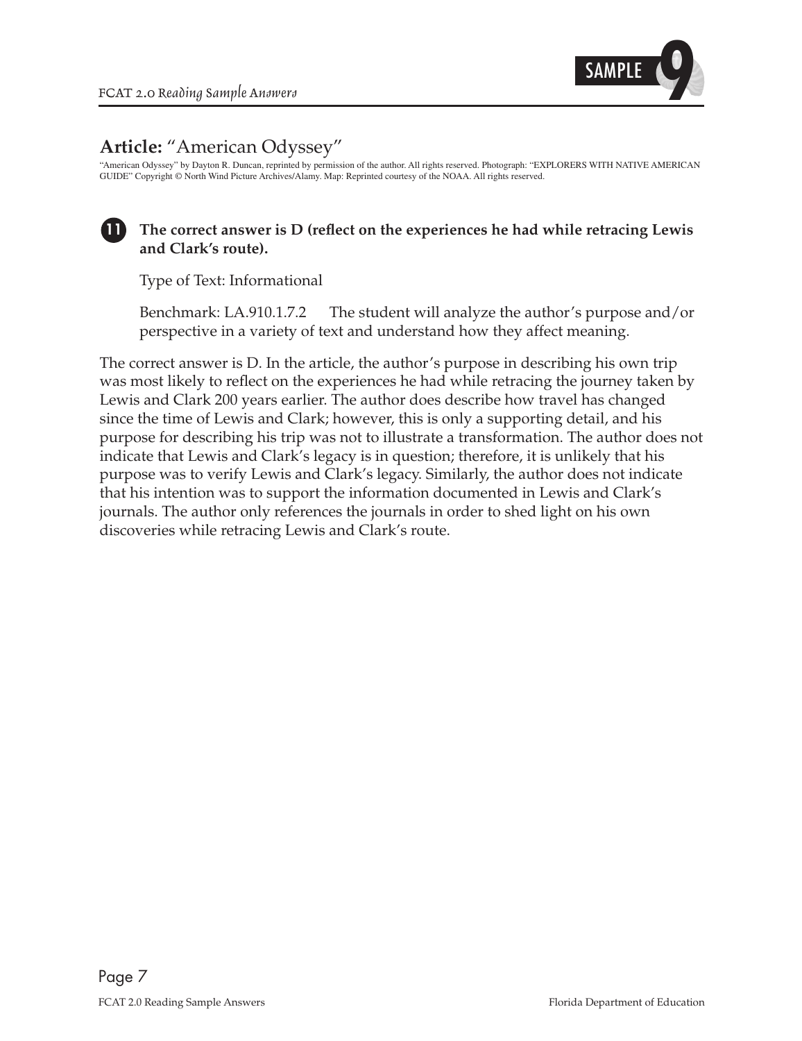## Article: "American Odyssey"

"American Odyssey" by Dayton R. Duncan, reprinted by permission of the author. All rights reserved. Photograph: "EXPLORERS WITH NATIVE AMERICAN GUIDE" Copyright © North Wind Picture Archives/Alamy. Map: Reprinted courtesy of the NOAA. All rights reserved.

**11 The correct answer is D (reflect on the experiences he had while retracing Lewis and Clark's route).**

Type of Text: Informational

Benchmark: LA.910.1.7.2 The student will analyze the author's purpose and/or perspective in a variety of text and understand how they affect meaning.

The correct answer is D. In the article, the author's purpose in describing his own trip was most likely to reflect on the experiences he had while retracing the journey taken by Lewis and Clark 200 years earlier. The author does describe how travel has changed since the time of Lewis and Clark; however, this is only a supporting detail, and his purpose for describing his trip was not to illustrate a transformation. The author does not indicate that Lewis and Clark's legacy is in question; therefore, it is unlikely that his purpose was to verify Lewis and Clark's legacy. Similarly, the author does not indicate that his intention was to support the information documented in Lewis and Clark's journals. The author only references the journals in order to shed light on his own discoveries while retracing Lewis and Clark's route.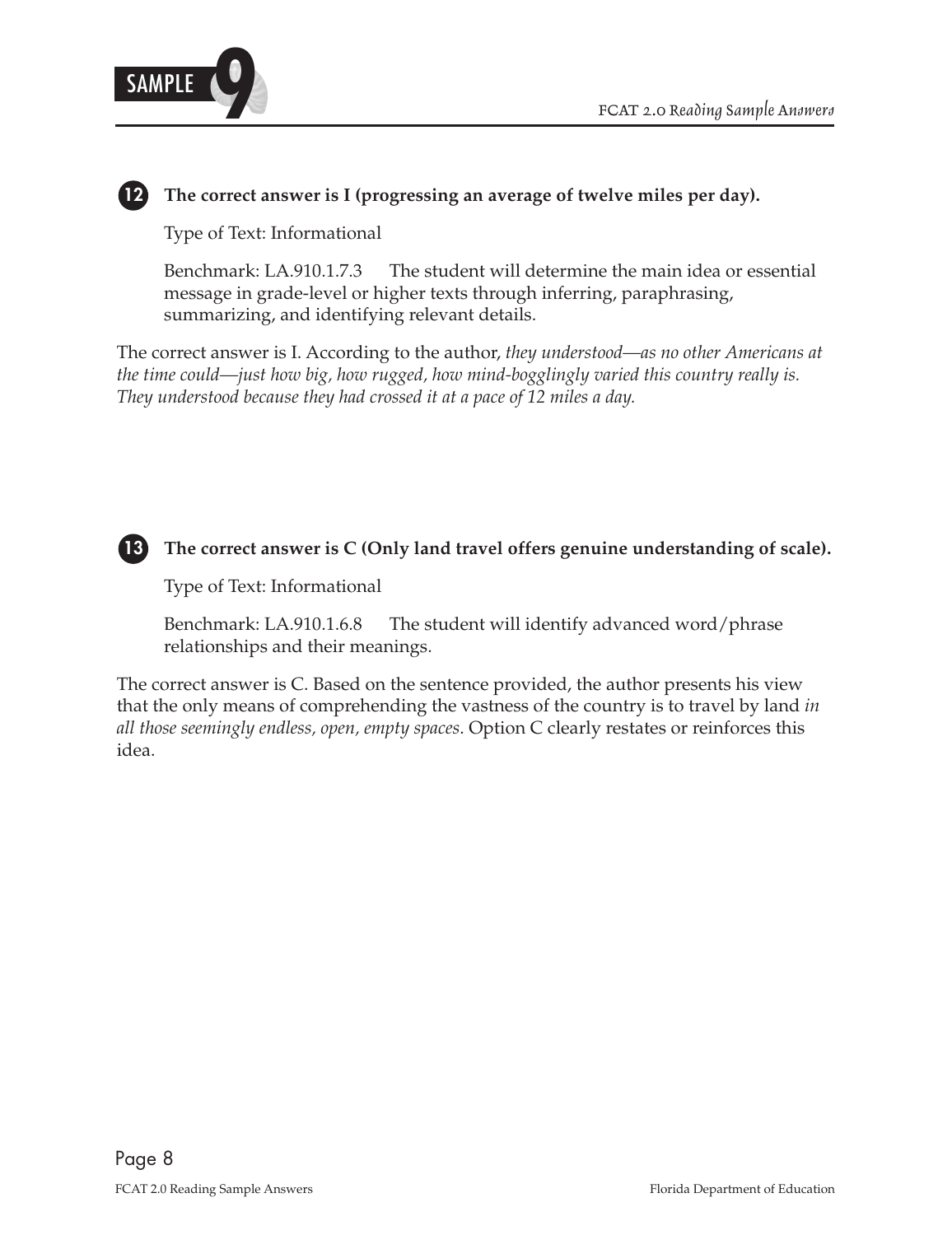**12** **The correct answer is I (progressing an average of twelve miles per day).**

Type of Text: Informational

Benchmark: LA.910.1.7.3 The student will determine the main idea or essential message in grade-level or higher texts through inferring, paraphrasing, summarizing, and identifying relevant details.

The correct answer is I. According to the author, *they understood—as no other Americans at the time could—just how big, how rugged, how mind-bogglingly varied this country really is. They understood because they had crossed it at a pace of 12 miles a day.*

**13** **The correct answer is C (Only land travel offers genuine understanding of scale).**

Type of Text: Informational

Benchmark: LA.910.1.6.8 The student will identify advanced word/phrase relationships and their meanings.

The correct answer is C. Based on the sentence provided, the author presents his view that the only means of comprehending the vastness of the country is to travel by land *in all those seemingly endless, open, empty spaces*. Option C clearly restates or reinforces this idea.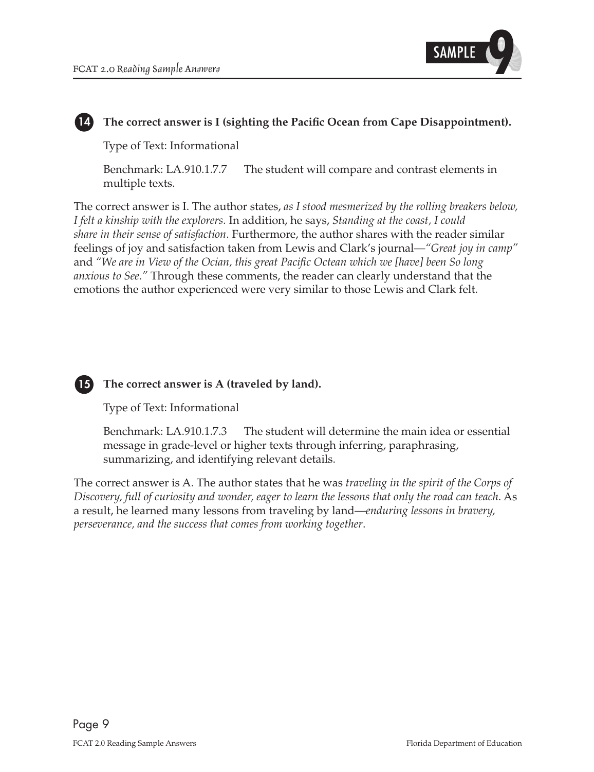**14** **The correct answer is I (sighting the Pacific Ocean from Cape Disappointment).**

Type of Text: Informational

Benchmark: LA.910.1.7.7 The student will compare and contrast elements in multiple texts.

The correct answer is I. The author states, *as I stood mesmerized by the rolling breakers below, I felt a kinship with the explorers.* In addition, he says, *Standing at the coast, I could share in their sense of satisfaction*. Furthermore, the author shares with the reader similar feelings of joy and satisfaction taken from Lewis and Clark's journal—*"Great joy in camp"* and *"We are in View of the Ocian, this great Pacific Octean which we [have] been So long anxious to See."* Through these comments, the reader can clearly understand that the emotions the author experienced were very similar to those Lewis and Clark felt.

**15** **The correct answer is A (traveled by land).**

Type of Text: Informational

Benchmark: LA.910.1.7.3 The student will determine the main idea or essential message in grade-level or higher texts through inferring, paraphrasing, summarizing, and identifying relevant details.

The correct answer is A. The author states that he was *traveling in the spirit of the Corps of Discovery, full of curiosity and wonder, eager to learn the lessons that only the road can teach*. As a result, he learned many lessons from traveling by land—*enduring lessons in bravery, perseverance, and the success that comes from working together*.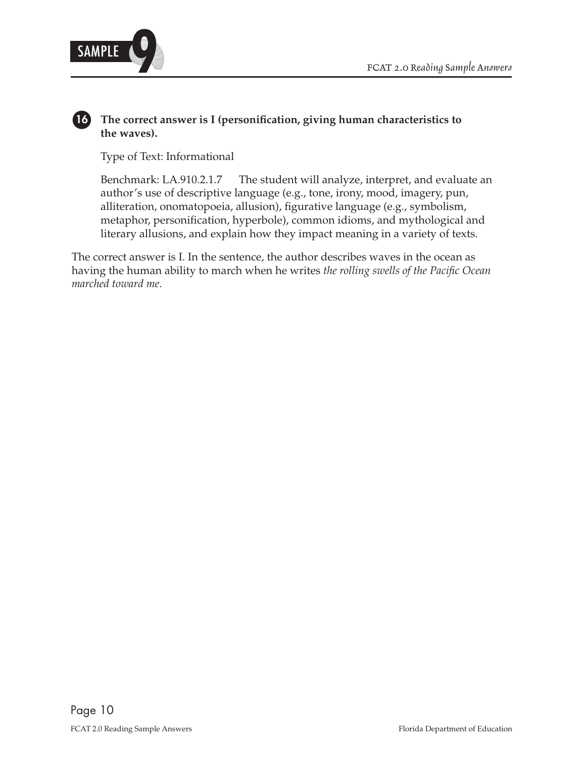**16 The correct answer is I (personification, giving human characteristics to the waves).**

Type of Text: Informational

Benchmark: LA.910.2.1.7 The student will analyze, interpret, and evaluate an author's use of descriptive language (e.g., tone, irony, mood, imagery, pun, alliteration, onomatopoeia, allusion), figurative language (e.g., symbolism, metaphor, personification, hyperbole), common idioms, and mythological and literary allusions, and explain how they impact meaning in a variety of texts.

The correct answer is I. In the sentence, the author describes waves in the ocean as having the human ability to march when he writes *the rolling swells of the Pacific Ocean marched toward me*.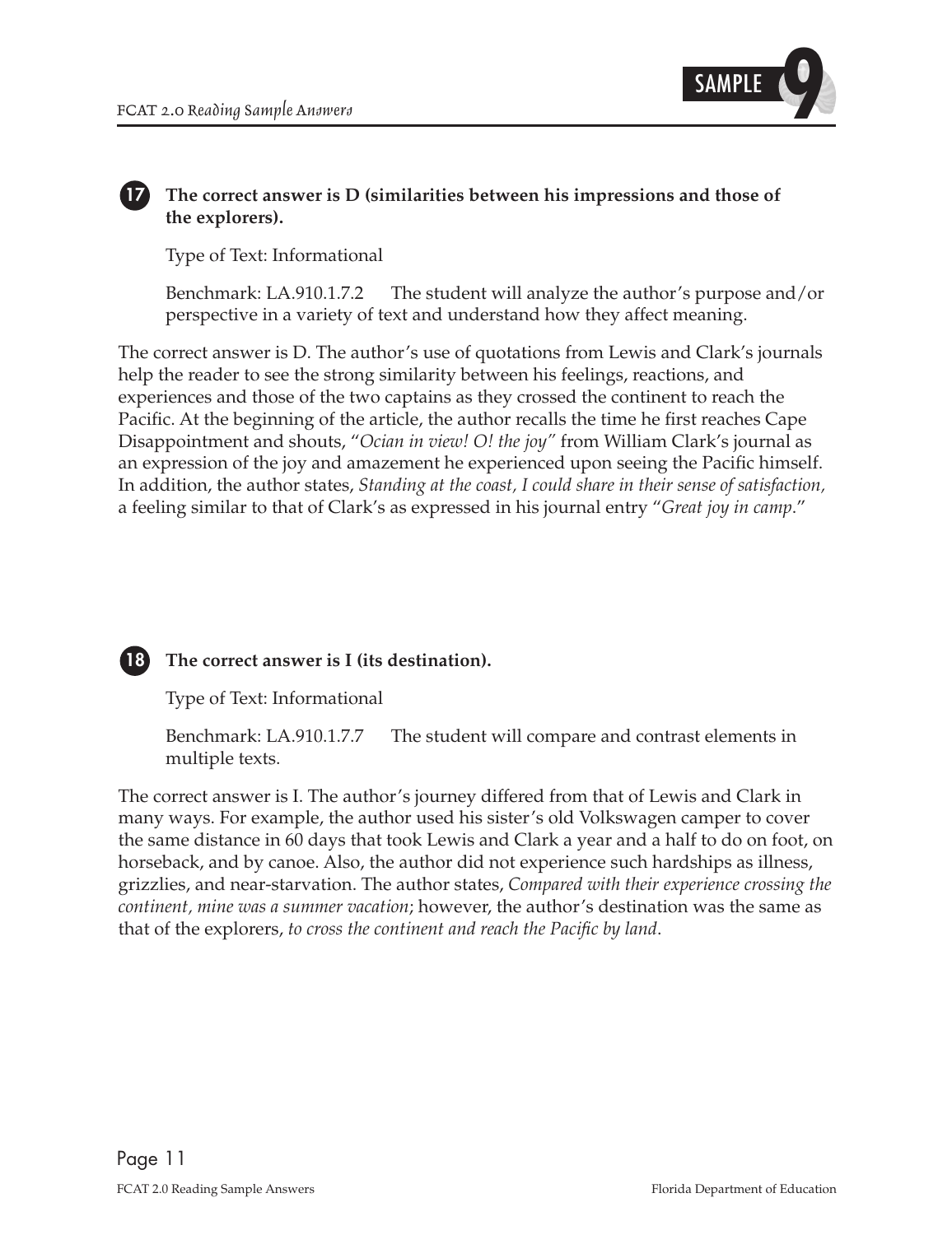**17** **The correct answer is D (similarities between his impressions and those of the explorers).**

Type of Text: Informational

Benchmark: LA.910.1.7.2 The student will analyze the author's purpose and/or perspective in a variety of text and understand how they affect meaning.

The correct answer is D. The author's use of quotations from Lewis and Clark's journals help the reader to see the strong similarity between his feelings, reactions, and experiences and those of the two captains as they crossed the continent to reach the Pacific. At the beginning of the article, the author recalls the time he first reaches Cape Disappointment and shouts, "*Ocian in view! O! the joy*" from William Clark's journal as an expression of the joy and amazement he experienced upon seeing the Pacific himself. In addition, the author states, *Standing at the coast, I could share in their sense of satisfaction,* a feeling similar to that of Clark's as expressed in his journal entry "*Great joy in camp*."

**18** **The correct answer is I (its destination).**

Type of Text: Informational

Benchmark: LA.910.1.7.7 The student will compare and contrast elements in multiple texts.

The correct answer is I. The author's journey differed from that of Lewis and Clark in many ways. For example, the author used his sister's old Volkswagen camper to cover the same distance in 60 days that took Lewis and Clark a year and a half to do on foot, on horseback, and by canoe. Also, the author did not experience such hardships as illness, grizzlies, and near-starvation. The author states, *Compared with their experience crossing the continent, mine was a summer vacation*; however, the author's destination was the same as that of the explorers, *to cross the continent and reach the Pacific by land*.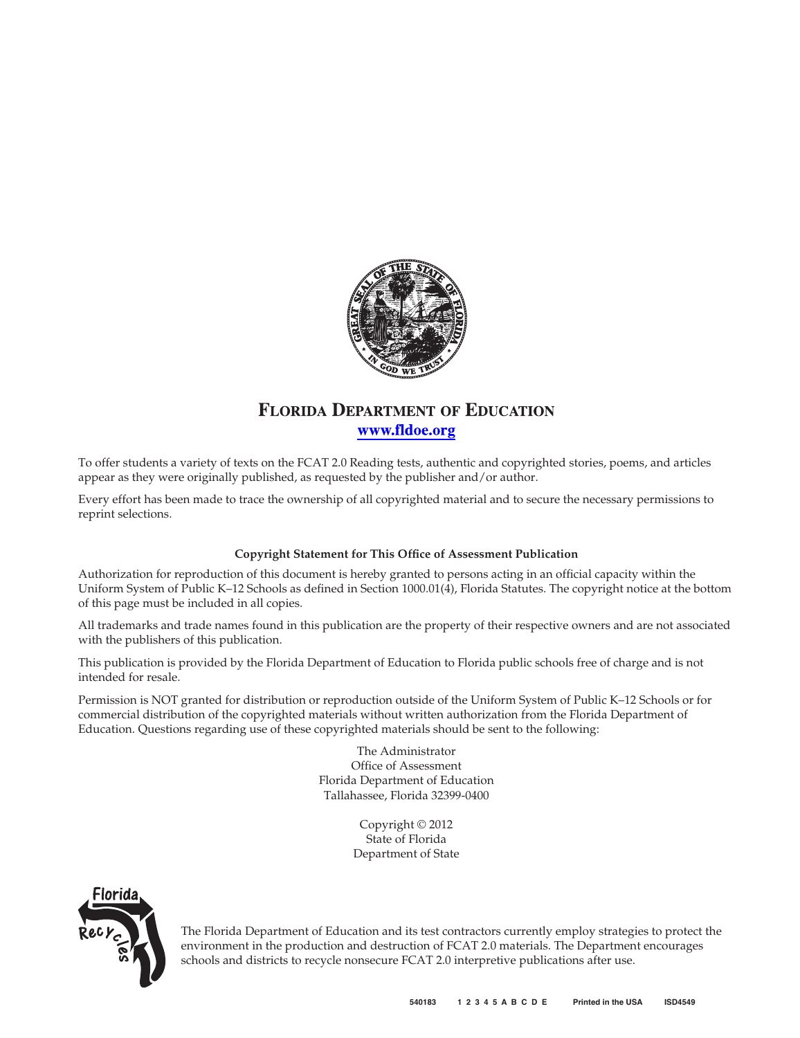# Florida Department of Education

www.fldoe.org

To offer students a variety of texts on the FCAT 2.0 Reading tests, authentic and copyrighted stories, poems, and articles appear as they were originally published, as requested by the publisher and/or author.

Every effort has been made to trace the ownership of all copyrighted material and to secure the necessary permissions to reprint selections.

**Copyright Statement for This Office of Assessment Publication**

Authorization for reproduction of this document is hereby granted to persons acting in an official capacity within the Uniform System of Public K–12 Schools as defined in Section 1000.01(4), Florida Statutes. The copyright notice at the bottom of this page must be included in all copies.

All trademarks and trade names found in this publication are the property of their respective owners and are not associated with the publishers of this publication.

This publication is provided by the Florida Department of Education to Florida public schools free of charge and is not intended for resale.

Permission is NOT granted for distribution or reproduction outside of the Uniform System of Public K–12 Schools or for commercial distribution of the copyrighted materials without written authorization from the Florida Department of Education. Questions regarding use of these copyrighted materials should be sent to the following:

The Administrator
Office of Assessment
Florida Department of Education
Tallahassee, Florida 32399-0400

Copyright © 2012
State of Florida
Department of State

The Florida Department of Education and its test contractors currently employ strategies to protect the environment in the production and destruction of FCAT 2.0 materials. The Department encourages schools and districts to recycle nonsecure FCAT 2.0 interpretive publications after use.

540183 1 2 3 4 5 A B C D E Printed in the USA ISD4549